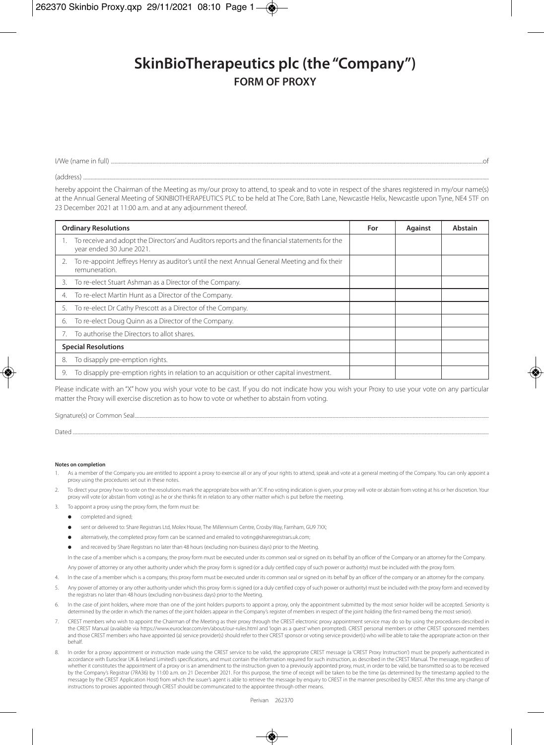# SkinBioTherapeutics plc (the "Company")

## FORM OF PROXY

I/We (name in full) ......................................................................................................................................................of

(address) ......................................................................................................................................................................

hereby appoint the Chairman of the Meeting as my/our proxy to attend, to speak and to vote in respect of the shares registered in my/our name(s) at the Annual General Meeting of SKINBIOTHERAPEUTICS PLC to be held at The Core, Bath Lane, Newcastle Helix, Newcastle upon Tyne, NE4 5TF on 23 December 2021 at 11:00 a.m. and at any adjournment thereof.

| **Ordinary Resolutions** | **For** | **Against** | **Abstain** |
|---|---|---|---|
| 1. To receive and adopt the Directors' and Auditors reports and the financial statements for the year ended 30 June 2021. | | | |
| 2. To re-appoint Jeffreys Henry as auditor's until the next Annual General Meeting and fix their remuneration. | | | |
| 3. To re-elect Stuart Ashman as a Director of the Company. | | | |
| 4. To re-elect Martin Hunt as a Director of the Company. | | | |
| 5. To re-elect Dr Cathy Prescott as a Director of the Company. | | | |
| 6. To re-elect Doug Quinn as a Director of the Company. | | | |
| 7. To authorise the Directors to allot shares. | | | |
| **Special Resolutions** | | | |
| 8. To disapply pre-emption rights. | | | |
| 9. To disapply pre-emption rights in relation to an acquisition or other capital investment. | | | |

Please indicate with an "X" how you wish your vote to be cast. If you do not indicate how you wish your Proxy to use your vote on any particular matter the Proxy will exercise discretion as to how to vote or whether to abstain from voting.

Signature(s) or Common Seal......................................................................................................................................

Dated ..............................................................................................................................................................................

**Notes on completion**

1. As a member of the Company you are entitled to appoint a proxy to exercise all or any of your rights to attend, speak and vote at a general meeting of the Company. You can only appoint a proxy using the procedures set out in these notes.
2. To direct your proxy how to vote on the resolutions mark the appropriate box with an 'X'. If no voting indication is given, your proxy will vote or abstain from voting at his or her discretion. Your proxy will vote (or abstain from voting) as he or she thinks fit in relation to any other matter which is put before the meeting.
3. To appoint a proxy using the proxy form, the form must be:
   - completed and signed;
   - sent or delivered to: Share Registrars Ltd, Molex House, The Millennium Centre, Crosby Way, Farnham, GU9 7XX;
   - alternatively, the completed proxy form can be scanned and emailed to voting@shareregistrars.uk.com;
   - and received by Share Registrars no later than 48 hours (excluding non-business days) prior to the Meeting.

   In the case of a member which is a company, the proxy form must be executed under its common seal or signed on its behalf by an officer of the Company or an attorney for the Company.

   Any power of attorney or any other authority under which the proxy form is signed (or a duly certified copy of such power or authority) must be included with the proxy form.
4. In the case of a member which is a company, this proxy form must be executed under its common seal or signed on its behalf by an officer of the company or an attorney for the company.
5. Any power of attorney or any other authority under which this proxy form is signed (or a duly certified copy of such power or authority) must be included with the proxy form and received by the registrars no later than 48 hours (excluding non-business days) prior to the Meeting.
6. In the case of joint holders, where more than one of the joint holders purports to appoint a proxy, only the appointment submitted by the most senior holder will be accepted. Seniority is determined by the order in which the names of the joint holders appear in the Company's register of members in respect of the joint holding (the first-named being the most senior).
7. CREST members who wish to appoint the Chairman of the Meeting as their proxy through the CREST electronic proxy appointment service may do so by using the procedures described in the CREST Manual (available via https://www.euroclear.com/en/about/our-rules.html and 'login as a guest' when prompted). CREST personal members or other CREST sponsored members and those CREST members who have appointed (a) service provider(s) should refer to their CREST sponsor or voting service provider(s) who will be able to take the appropriate action on their behalf.
8. In order for a proxy appointment or instruction made using the CREST service to be valid, the appropriate CREST message (a 'CREST Proxy Instruction') must be properly authenticated in accordance with Euroclear UK & Ireland Limited's specifications, and must contain the information required for such instruction, as described in the CREST Manual. The message, regardless of whether it constitutes the appointment of a proxy or is an amendment to the instruction given to a previously appointed proxy, must, in order to be valid, be transmitted so as to be received by the Company's Registrar (7RA36) by 11:00 a.m. on 21 December 2021. For this purpose, the time of receipt will be taken to be the time (as determined by the timestamp applied to the message by the CREST Application Host) from which the issuer's agent is able to retrieve the message by enquiry to CREST in the manner prescribed by CREST. After this time any change of instructions to proxies appointed through CREST should be communicated to the appointee through other means.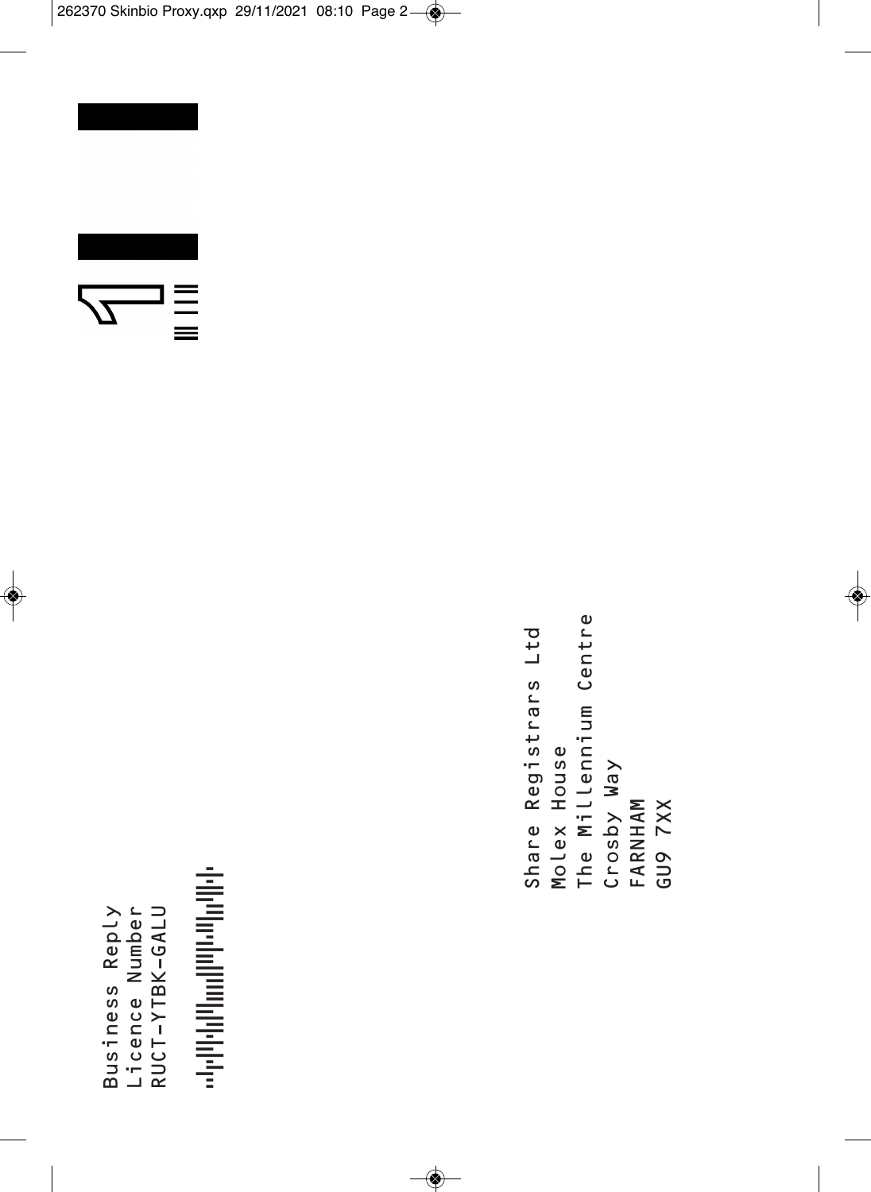Business Reply
Licence Number
RUCT-YTBK-GALU

Share Registrars Ltd
Molex House
The Millennium Centre
Crosby Way
FARNHAM
GU9 7XX